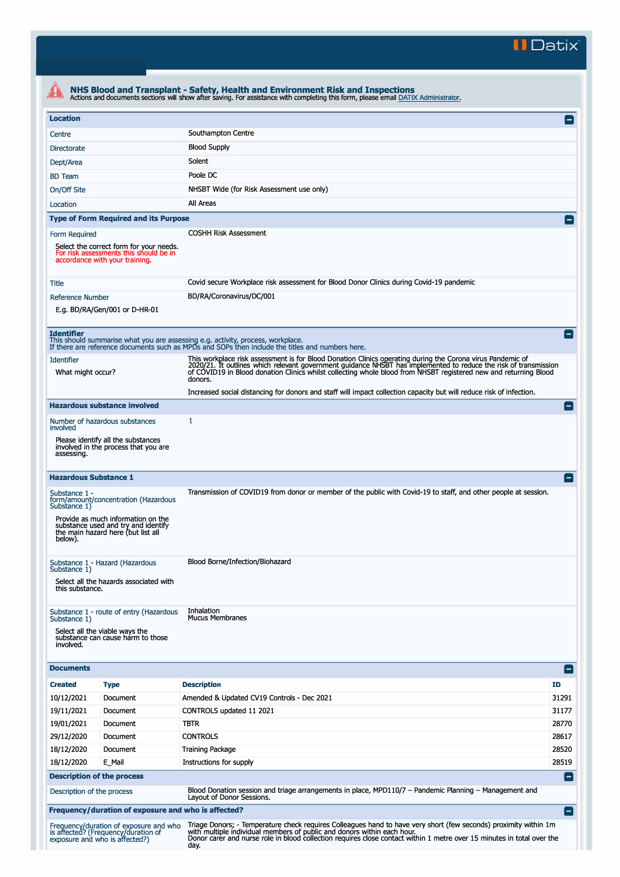Datix

# NHS Blood and Transplant - Safety, Health and Environment Risk and Inspections

Actions and documents sections will show after saving. For assistance with completing this form, please email DATIX Administrator.

## Location

| | |
|---|---|
| Centre | Southampton Centre |
| Directorate | Blood Supply |
| Dept/Area | Solent |
| BD Team | Poole DC |
| On/Off Site | NHSBT Wide (for Risk Assessment use only) |
| Location | All Areas |

## Type of Form Required and its Purpose

| | |
|---|---|
| Form Required<br>Select the correct form for your needs. For risk assessments this should be in accordance with your training. | COSHH Risk Assessment |
| Title | Covid secure Workplace risk assessment for Blood Donor Clinics during Covid-19 pandemic |
| Reference Number<br>E.g. BD/RA/Gen/001 or D-HR-01 | BD/RA/Coronavirus/DC/001 |

## Identifier

This should summarise what you are assessing e.g. activity, process, workplace.
If there are reference documents such as MPDs and SOPs then include the titles and numbers here.

| | |
|---|---|
| Identifier<br>What might occur? | This workplace risk assessment is for Blood Donation Clinics operating during the Corona virus Pandemic of 2020/21. It outlines which relevant government guidance NHSBT has implemented to reduce the risk of transmission of COVID19 in Blood donation Clinics whilst collecting whole blood from NHSBT registered new and returning Blood donors.<br><br>Increased social distancing for donors and staff will impact collection capacity but will reduce risk of infection. |

## Hazardous substance involved

| | |
|---|---|
| Number of hazardous substances involved<br>Please identify all the substances involved in the process that you are assessing. | 1 |

## Hazardous Substance 1

| | |
|---|---|
| Substance 1 - form/amount/concentration (Hazardous Substance 1)<br>Provide as much information on the substance used and try and identify the main hazard here (but list all below). | Transmission of COVID19 from donor or member of the public with Covid-19 to staff, and other people at session. |
| Substance 1 - Hazard (Hazardous Substance 1)<br>Select all the hazards associated with this substance. | Blood Borne/Infection/Biohazard |
| Substance 1 - route of entry (Hazardous Substance 1)<br>Select all the viable ways the substance can cause harm to those involved. | Inhalation<br>Mucus Membranes |

## Documents

| Created | Type | Description | ID |
|---|---|---|---|
| 10/12/2021 | Document | Amended & Updated CV19 Controls - Dec 2021 | 31291 |
| 19/11/2021 | Document | CONTROLS updated 11 2021 | 31177 |
| 19/01/2021 | Document | TBTR | 28770 |
| 29/12/2020 | Document | CONTROLS | 28617 |
| 18/12/2020 | Document | Training Package | 28520 |
| 18/12/2020 | E_Mail | Instructions for supply | 28519 |

## Description of the process

| | |
|---|---|
| Description of the process | Blood Donation session and triage arrangements in place, MPD110/7 – Pandemic Planning – Management and Layout of Donor Sessions. |

## Frequency/duration of exposure and who is affected?

| | |
|---|---|
| Frequency/duration of exposure and who is affected? (Frequency/duration of exposure and who is affected?) | Triage Donors; - Temperature check requires Colleagues hand to have very short (few seconds) proximity within 1m with multiple individual members of public and donors within each hour.<br>Donor carer and nurse role in blood collection requires close contact within 1 metre over 15 minutes in total over the day. |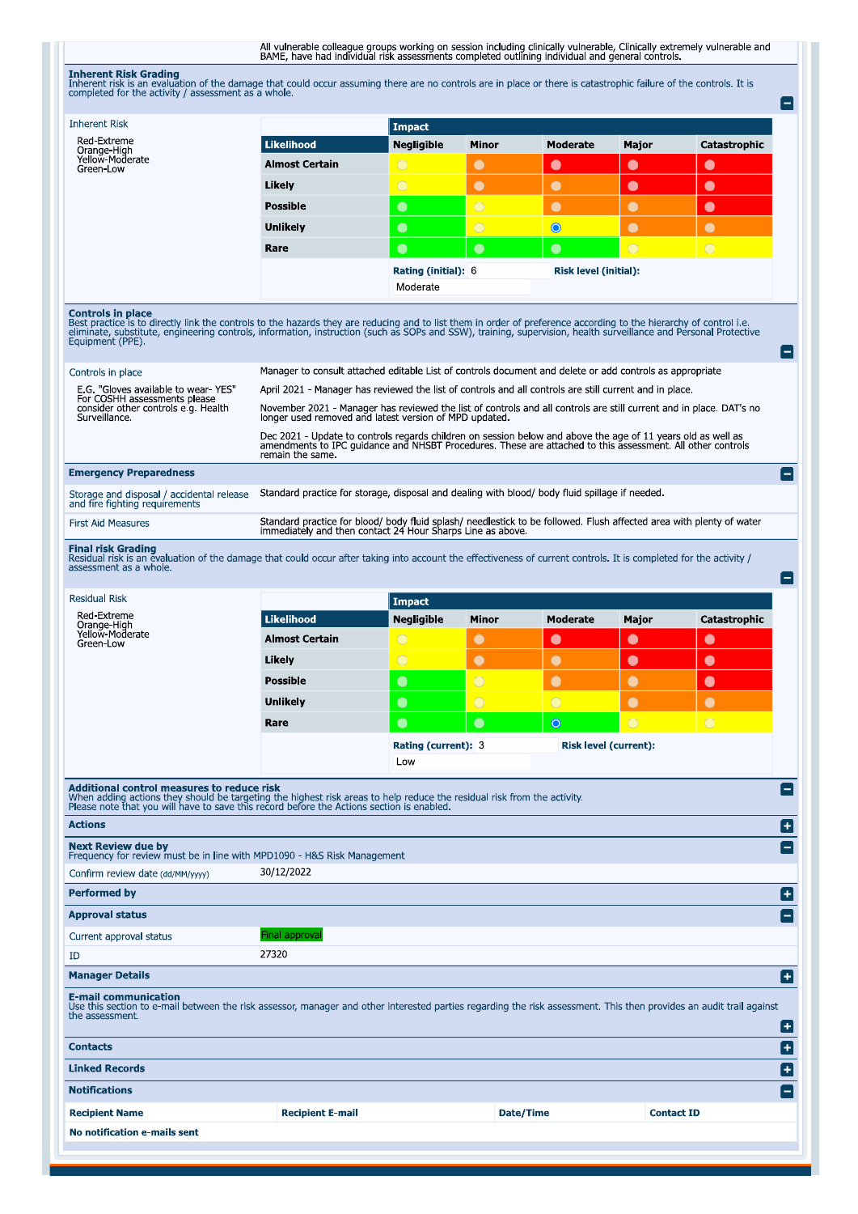All vulnerable colleague groups working on session including clinically vulnerable, Clinically extremely vulnerable and BAME, have had individual risk assessments completed outlining individual and general controls.

## Inherent Risk Grading

Inherent risk is an evaluation of the damage that could occur assuming there are no controls are in place or there is catastrophic failure of the controls. It is completed for the activity / assessment as a whole.

**Inherent Risk**

Red-Extreme
Orange-High
Yellow-Moderate
Green-Low

| Likelihood | Impact: Negligible | Minor | Moderate | Major | Catastrophic |
|---|---|---|---|---|---|
| Almost Certain | Yellow | Orange | Red | Red | Red |
| Likely | Yellow | Orange | Orange | Red | Red |
| Possible | Green | Yellow | Orange | Orange | Red |
| Unlikely | Green | Yellow | Yellow (selected) | Orange | Orange |
| Rare | Green | Green | Green | Yellow | Yellow |

**Rating (initial):** 6
**Risk level (initial):** Moderate

## Controls in place

Best practice is to directly link the controls to the hazards they are reducing and to list them in order of preference according to the hierarchy of control i.e. eliminate, substitute, engineering controls, information, instruction (such as SOPs and SSW), training, supervision, health surveillance and Personal Protective Equipment (PPE).

**Controls in place**

E.G. "Gloves available to wear- YES" For COSHH assessments please consider other controls e.g. Health Surveillance.

Manager to consult attached editable List of controls document and delete or add controls as appropriate

April 2021 - Manager has reviewed the list of controls and all controls are still current and in place.

November 2021 - Manager has reviewed the list of controls and all controls are still current and in place. DAT's no longer used removed and latest version of MPD updated.

Dec 2021 - Update to controls regards children on session below and above the age of 11 years old as well as amendments to IPC guidance and NHSBT Procedures. These are attached to this assessment. All other controls remain the same.

## Emergency Preparedness

| | |
|---|---|
| Storage and disposal / accidental release and fire fighting requirements | Standard practice for storage, disposal and dealing with blood/ body fluid spillage if needed. |
| First Aid Measures | Standard practice for blood/ body fluid splash/ needlestick to be followed. Flush affected area with plenty of water immediately and then contact 24 Hour Sharps Line as above. |

## Final risk Grading

Residual risk is an evaluation of the damage that could occur after taking into account the effectiveness of current controls. It is completed for the activity / assessment as a whole.

**Residual Risk**

Red-Extreme
Orange-High
Yellow-Moderate
Green-Low

| Likelihood | Impact: Negligible | Minor | Moderate | Major | Catastrophic |
|---|---|---|---|---|---|
| Almost Certain | Yellow | Orange | Red | Red | Red |
| Likely | Yellow | Orange | Orange | Red | Red |
| Possible | Green | Yellow | Orange | Orange | Red |
| Unlikely | Green | Yellow | Yellow | Orange | Orange |
| Rare | Green | Green | Green (selected) | Yellow | Yellow |

**Rating (current):** 3
**Risk level (current):** Low

## Additional control measures to reduce risk

When adding actions they should be targeting the highest risk areas to help reduce the residual risk from the activity.
Please note that you will have to save this record before the Actions section is enabled.

**Actions**

## Next Review due by

Frequency for review must be in line with MPD1090 - H&S Risk Management

Confirm review date (dd/MM/yyyy): 30/12/2022

**Performed by**

## Approval status

Current approval status: Final approval

ID: 27320

**Manager Details**

## E-mail communication

Use this section to e-mail between the risk assessor, manager and other interested parties regarding the risk assessment. This then provides an audit trail against the assessment.

**Contacts**

**Linked Records**

## Notifications

| Recipient Name | Recipient E-mail | Date/Time | Contact ID |
|---|---|---|---|
| No notification e-mails sent | | | |